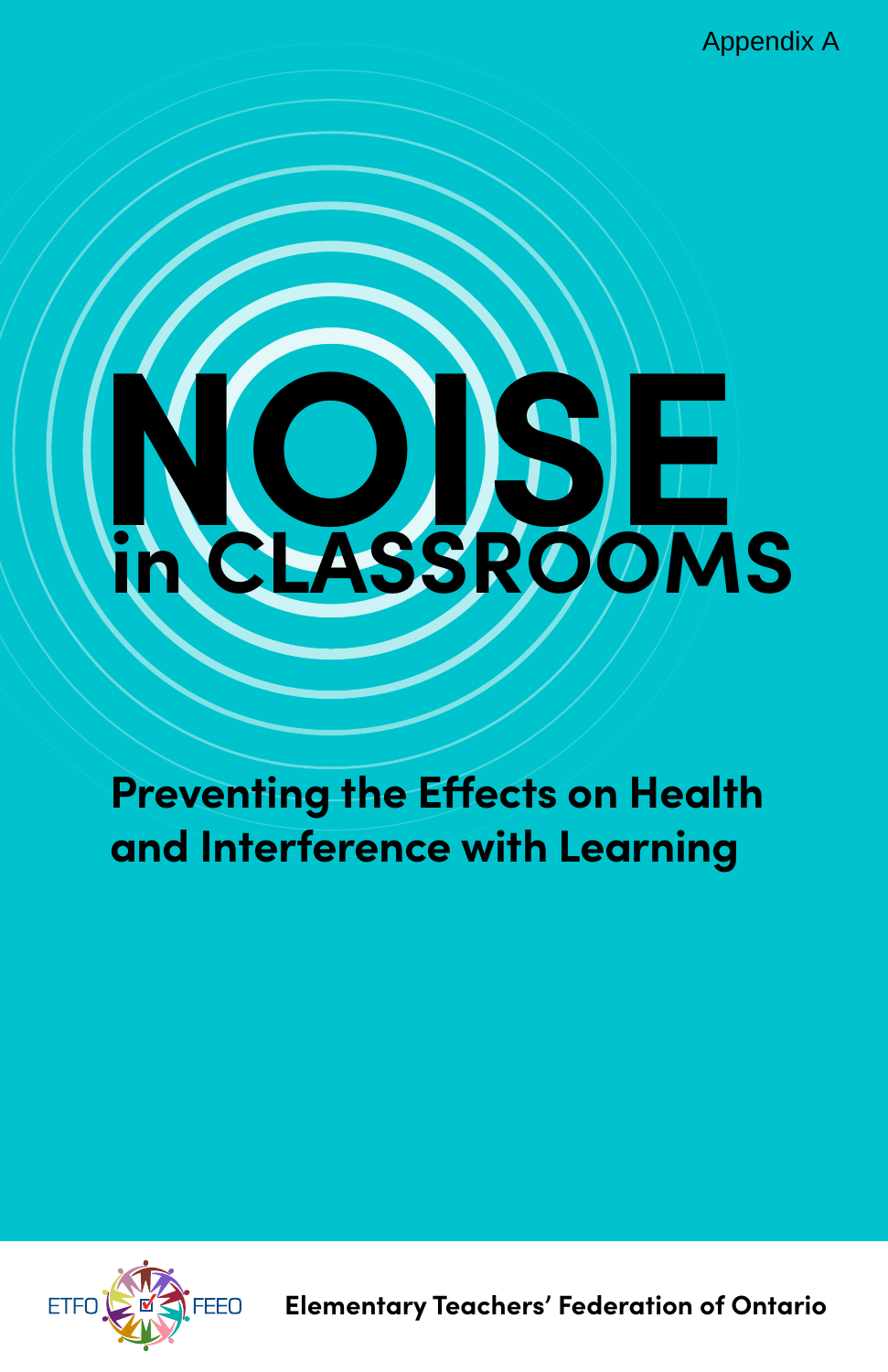Appendix A

# NOISE in CLASSROOMS

## Preventing the Effects on Health and Interference with Learning

ETFO FEEO

Elementary Teachers' Federation of Ontario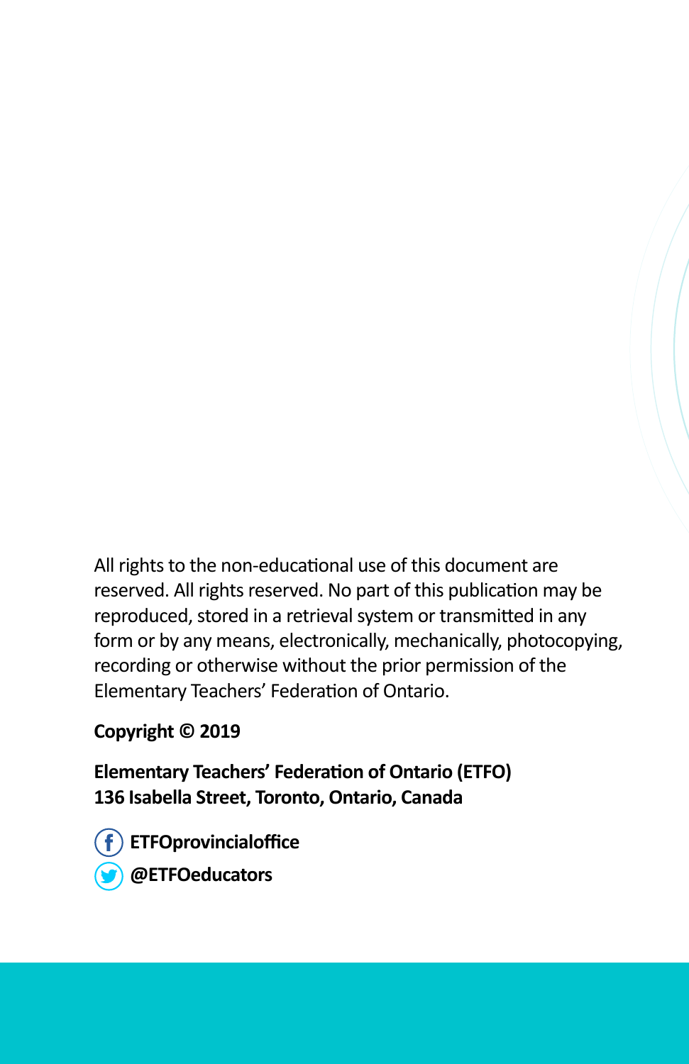All rights to the non-educational use of this document are reserved. All rights reserved. No part of this publication may be reproduced, stored in a retrieval system or transmitted in any form or by any means, electronically, mechanically, photocopying, recording or otherwise without the prior permission of the Elementary Teachers' Federation of Ontario.

**Copyright © 2019**

**Elementary Teachers' Federation of Ontario (ETFO)**
**136 Isabella Street, Toronto, Ontario, Canada**

**ETFOprovincialoffice**

**@ETFOeducators**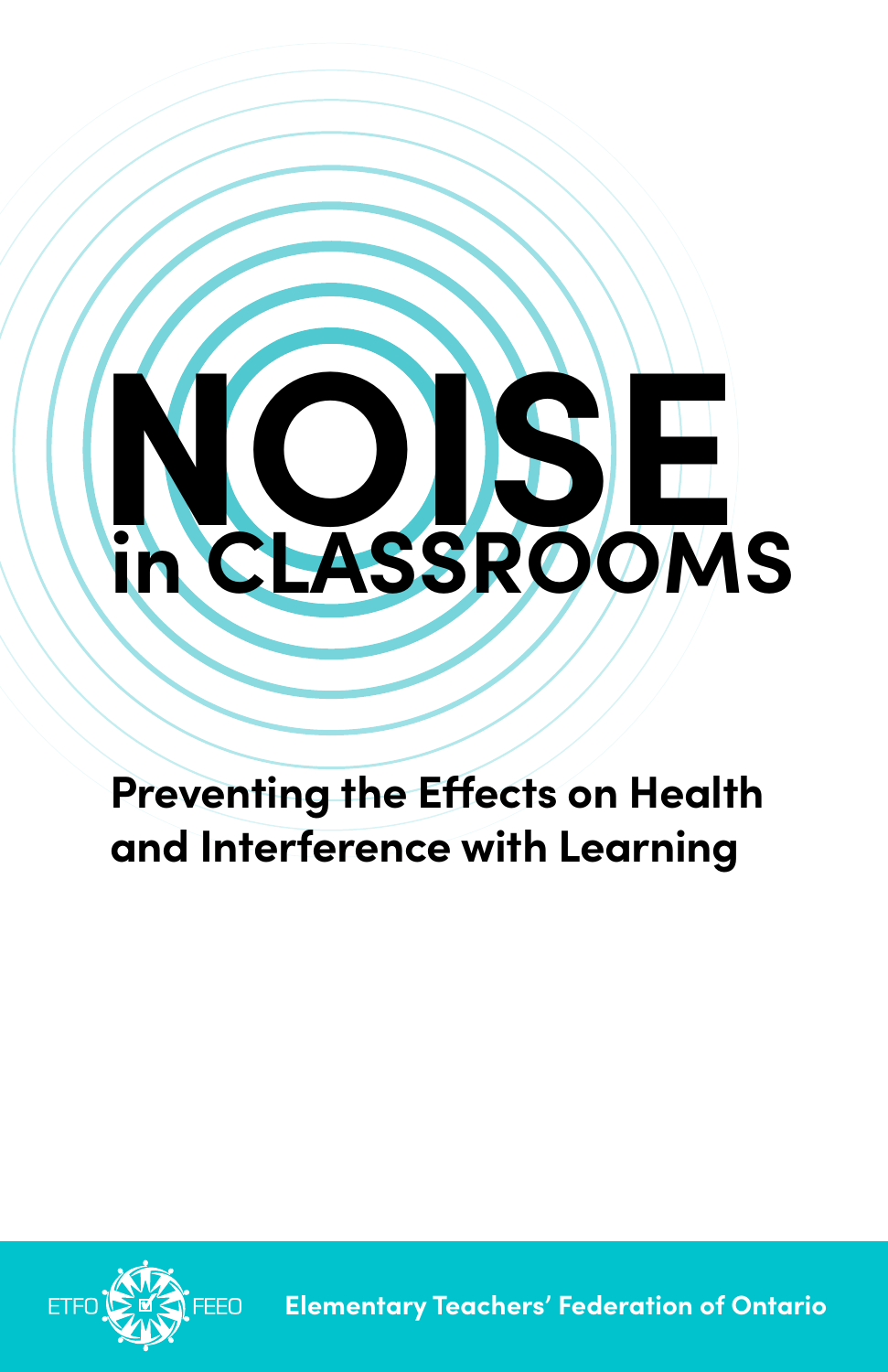# NOISE in CLASSROOMS

## Preventing the Effects on Health and Interference with Learning

ETFO FEEO **Elementary Teachers' Federation of Ontario**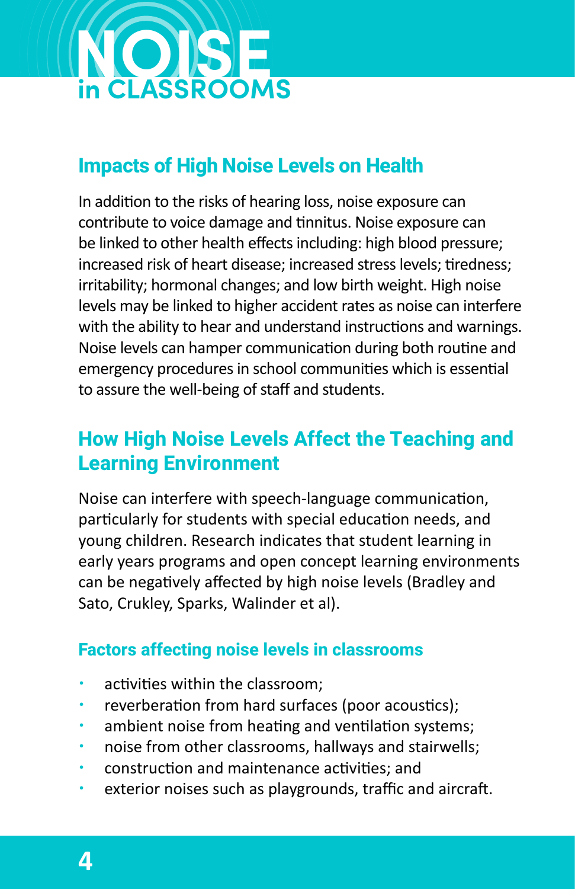# NOISE in CLASSROOMS

## Impacts of High Noise Levels on Health

In addition to the risks of hearing loss, noise exposure can contribute to voice damage and tinnitus. Noise exposure can be linked to other health effects including: high blood pressure; increased risk of heart disease; increased stress levels; tiredness; irritability; hormonal changes; and low birth weight. High noise levels may be linked to higher accident rates as noise can interfere with the ability to hear and understand instructions and warnings. Noise levels can hamper communication during both routine and emergency procedures in school communities which is essential to assure the well-being of staff and students.

## How High Noise Levels Affect the Teaching and Learning Environment

Noise can interfere with speech-language communication, particularly for students with special education needs, and young children. Research indicates that student learning in early years programs and open concept learning environments can be negatively affected by high noise levels (Bradley and Sato, Crukley, Sparks, Walinder et al).

### Factors affecting noise levels in classrooms

- activities within the classroom;
- reverberation from hard surfaces (poor acoustics);
- ambient noise from heating and ventilation systems;
- noise from other classrooms, hallways and stairwells;
- construction and maintenance activities; and
- exterior noises such as playgrounds, traffic and aircraft.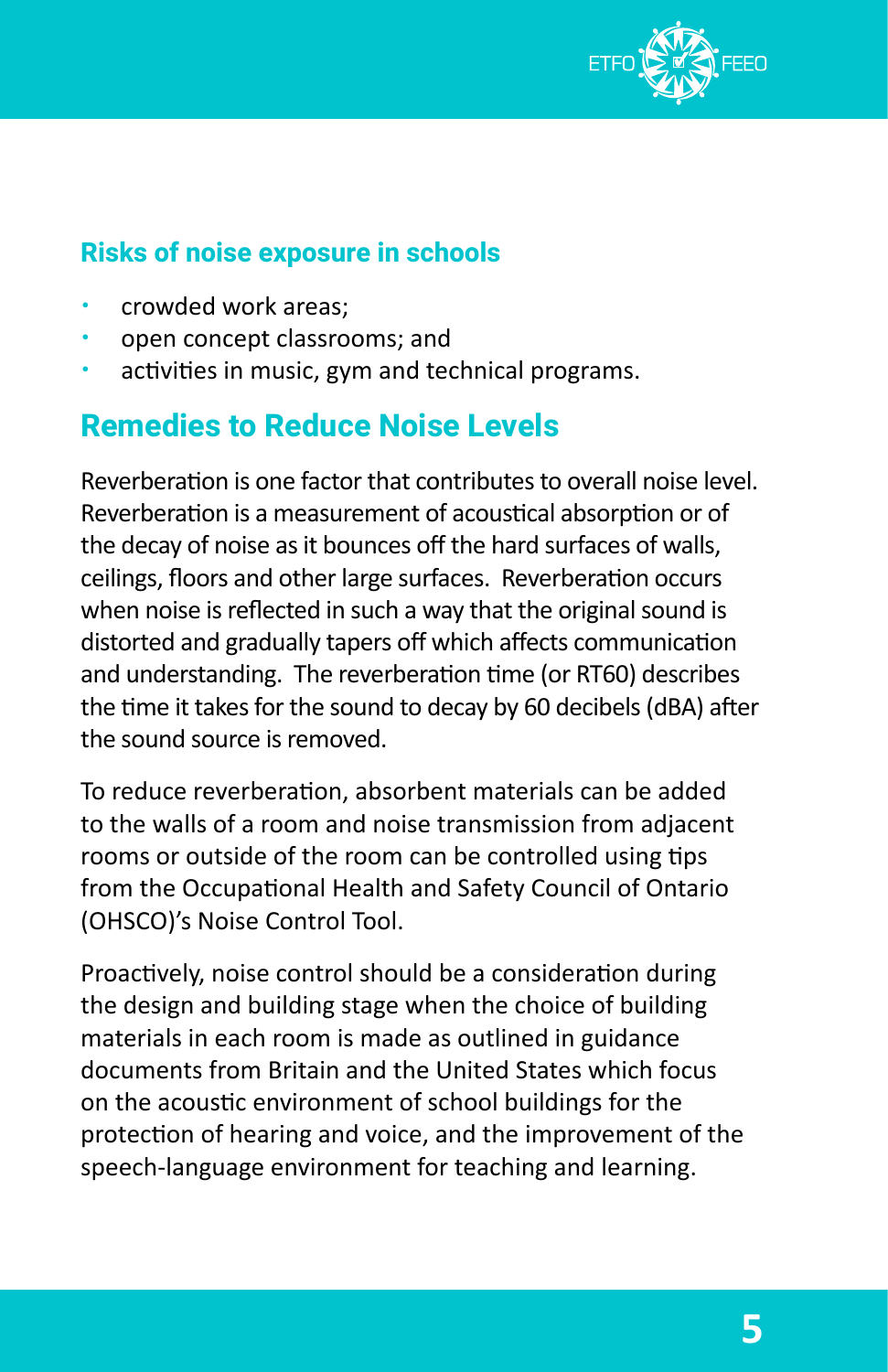### Risks of noise exposure in schools

- crowded work areas;
- open concept classrooms; and
- activities in music, gym and technical programs.

## Remedies to Reduce Noise Levels

Reverberation is one factor that contributes to overall noise level. Reverberation is a measurement of acoustical absorption or of the decay of noise as it bounces off the hard surfaces of walls, ceilings, floors and other large surfaces. Reverberation occurs when noise is reflected in such a way that the original sound is distorted and gradually tapers off which affects communication and understanding. The reverberation time (or RT60) describes the time it takes for the sound to decay by 60 decibels (dBA) after the sound source is removed.

To reduce reverberation, absorbent materials can be added to the walls of a room and noise transmission from adjacent rooms or outside of the room can be controlled using tips from the Occupational Health and Safety Council of Ontario (OHSCO)'s Noise Control Tool.

Proactively, noise control should be a consideration during the design and building stage when the choice of building materials in each room is made as outlined in guidance documents from Britain and the United States which focus on the acoustic environment of school buildings for the protection of hearing and voice, and the improvement of the speech-language environment for teaching and learning.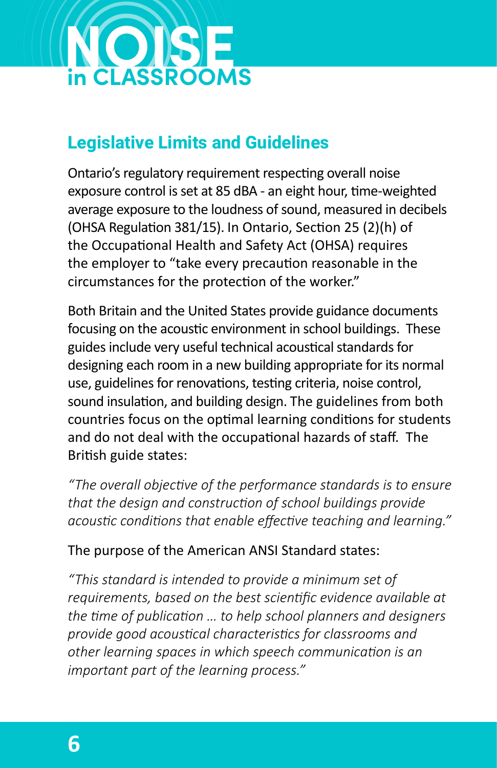## Legislative Limits and Guidelines

Ontario's regulatory requirement respecting overall noise exposure control is set at 85 dBA - an eight hour, time-weighted average exposure to the loudness of sound, measured in decibels (OHSA Regulation 381/15). In Ontario, Section 25 (2)(h) of the Occupational Health and Safety Act (OHSA) requires the employer to "take every precaution reasonable in the circumstances for the protection of the worker."

Both Britain and the United States provide guidance documents focusing on the acoustic environment in school buildings. These guides include very useful technical acoustical standards for designing each room in a new building appropriate for its normal use, guidelines for renovations, testing criteria, noise control, sound insulation, and building design. The guidelines from both countries focus on the optimal learning conditions for students and do not deal with the occupational hazards of staff. The British guide states:

*"The overall objective of the performance standards is to ensure that the design and construction of school buildings provide acoustic conditions that enable effective teaching and learning."*

The purpose of the American ANSI Standard states:

*"This standard is intended to provide a minimum set of requirements, based on the best scientific evidence available at the time of publication … to help school planners and designers provide good acoustical characteristics for classrooms and other learning spaces in which speech communication is an important part of the learning process."*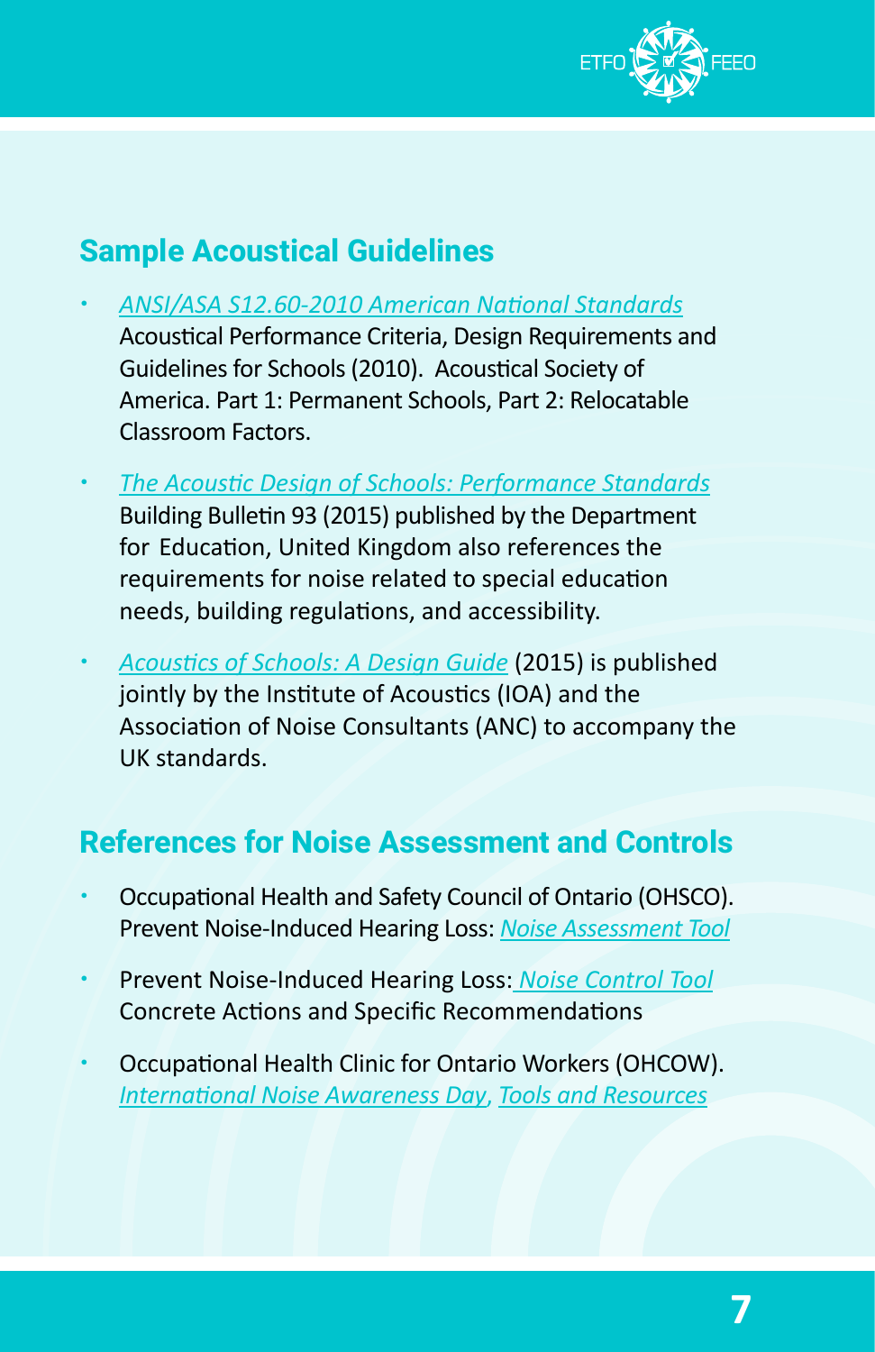## Sample Acoustical Guidelines

- *ANSI/ASA S12.60-2010 American National Standards* Acoustical Performance Criteria, Design Requirements and Guidelines for Schools (2010). Acoustical Society of America. Part 1: Permanent Schools, Part 2: Relocatable Classroom Factors.
- *The Acoustic Design of Schools: Performance Standards* Building Bulletin 93 (2015) published by the Department for Education, United Kingdom also references the requirements for noise related to special education needs, building regulations, and accessibility.
- *Acoustics of Schools: A Design Guide* (2015) is published jointly by the Institute of Acoustics (IOA) and the Association of Noise Consultants (ANC) to accompany the UK standards.

## References for Noise Assessment and Controls

- Occupational Health and Safety Council of Ontario (OHSCO). Prevent Noise-Induced Hearing Loss: *Noise Assessment Tool*
- Prevent Noise-Induced Hearing Loss: *Noise Control Tool* Concrete Actions and Specific Recommendations
- Occupational Health Clinic for Ontario Workers (OHCOW). *International Noise Awareness Day*, *Tools and Resources*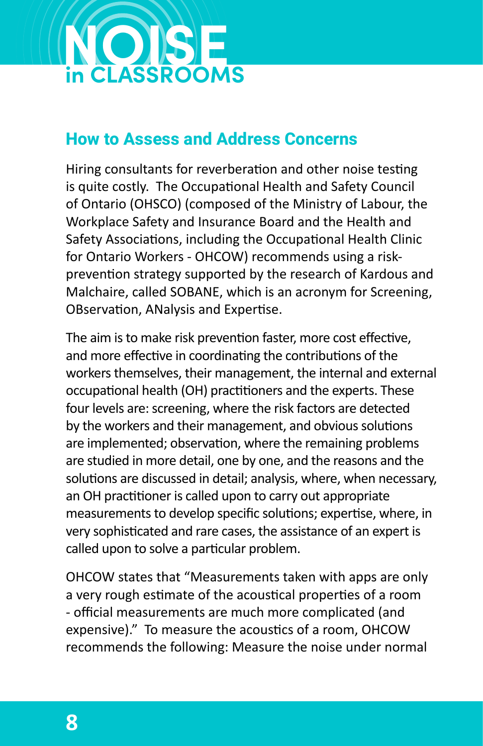## How to Assess and Address Concerns

Hiring consultants for reverberation and other noise testing is quite costly. The Occupational Health and Safety Council of Ontario (OHSCO) (composed of the Ministry of Labour, the Workplace Safety and Insurance Board and the Health and Safety Associations, including the Occupational Health Clinic for Ontario Workers - OHCOW) recommends using a risk-prevention strategy supported by the research of Kardous and Malchaire, called SOBANE, which is an acronym for Screening, OBservation, ANalysis and Expertise.

The aim is to make risk prevention faster, more cost effective, and more effective in coordinating the contributions of the workers themselves, their management, the internal and external occupational health (OH) practitioners and the experts. These four levels are: screening, where the risk factors are detected by the workers and their management, and obvious solutions are implemented; observation, where the remaining problems are studied in more detail, one by one, and the reasons and the solutions are discussed in detail; analysis, where, when necessary, an OH practitioner is called upon to carry out appropriate measurements to develop specific solutions; expertise, where, in very sophisticated and rare cases, the assistance of an expert is called upon to solve a particular problem.

OHCOW states that "Measurements taken with apps are only a very rough estimate of the acoustical properties of a room - official measurements are much more complicated (and expensive)." To measure the acoustics of a room, OHCOW recommends the following: Measure the noise under normal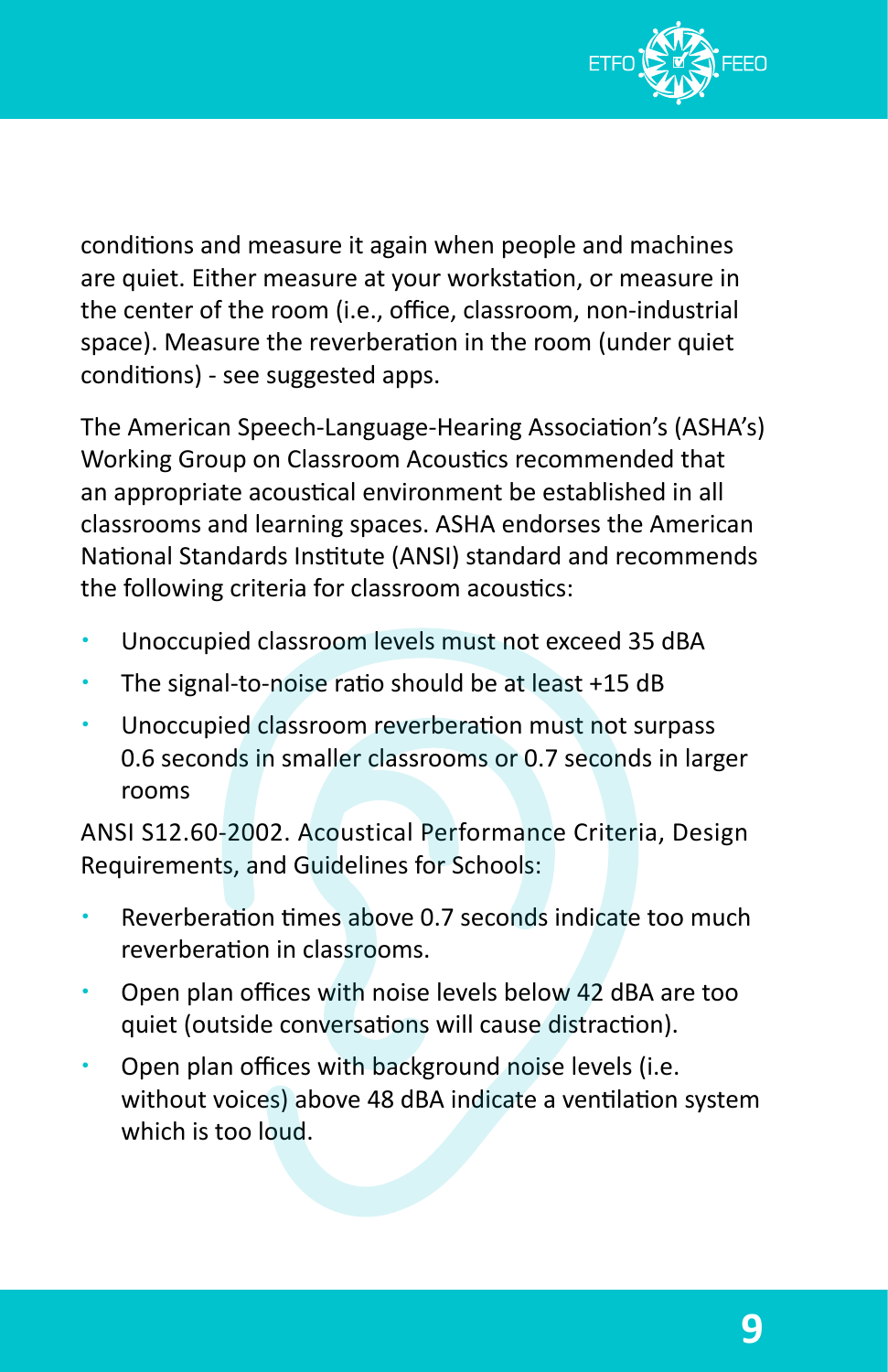conditions and measure it again when people and machines are quiet. Either measure at your workstation, or measure in the center of the room (i.e., office, classroom, non-industrial space). Measure the reverberation in the room (under quiet conditions) - see suggested apps.

The American Speech-Language-Hearing Association's (ASHA's) Working Group on Classroom Acoustics recommended that an appropriate acoustical environment be established in all classrooms and learning spaces. ASHA endorses the American National Standards Institute (ANSI) standard and recommends the following criteria for classroom acoustics:

- Unoccupied classroom levels must not exceed 35 dBA
- The signal-to-noise ratio should be at least +15 dB
- Unoccupied classroom reverberation must not surpass 0.6 seconds in smaller classrooms or 0.7 seconds in larger rooms

ANSI S12.60-2002. Acoustical Performance Criteria, Design Requirements, and Guidelines for Schools:

- Reverberation times above 0.7 seconds indicate too much reverberation in classrooms.
- Open plan offices with noise levels below 42 dBA are too quiet (outside conversations will cause distraction).
- Open plan offices with background noise levels (i.e. without voices) above 48 dBA indicate a ventilation system which is too loud.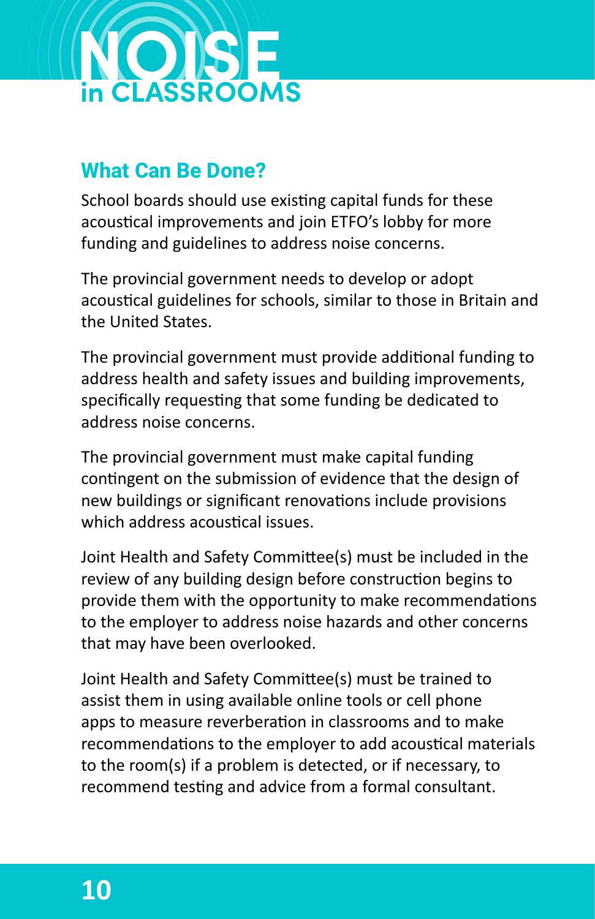## What Can Be Done?

School boards should use existing capital funds for these acoustical improvements and join ETFO's lobby for more funding and guidelines to address noise concerns.

The provincial government needs to develop or adopt acoustical guidelines for schools, similar to those in Britain and the United States.

The provincial government must provide additional funding to address health and safety issues and building improvements, specifically requesting that some funding be dedicated to address noise concerns.

The provincial government must make capital funding contingent on the submission of evidence that the design of new buildings or significant renovations include provisions which address acoustical issues.

Joint Health and Safety Committee(s) must be included in the review of any building design before construction begins to provide them with the opportunity to make recommendations to the employer to address noise hazards and other concerns that may have been overlooked.

Joint Health and Safety Committee(s) must be trained to assist them in using available online tools or cell phone apps to measure reverberation in classrooms and to make recommendations to the employer to add acoustical materials to the room(s) if a problem is detected, or if necessary, to recommend testing and advice from a formal consultant.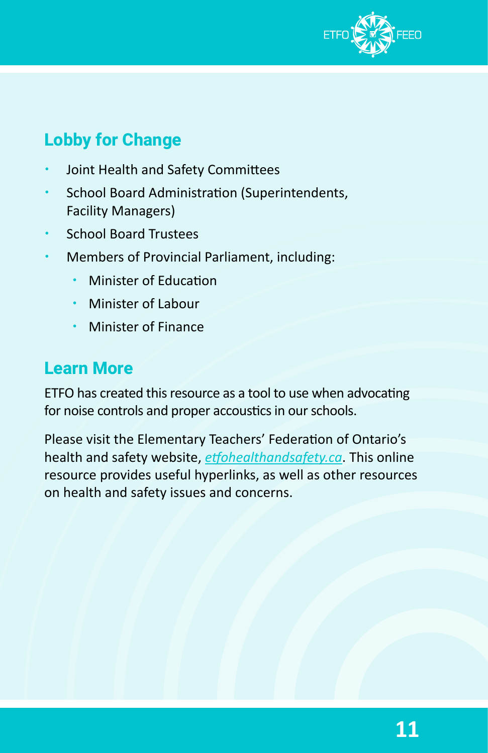## Lobby for Change

- Joint Health and Safety Committees
- School Board Administration (Superintendents, Facility Managers)
- School Board Trustees
- Members of Provincial Parliament, including:
  - Minister of Education
  - Minister of Labour
  - Minister of Finance

## Learn More

ETFO has created this resource as a tool to use when advocating for noise controls and proper accoustics in our schools.

Please visit the Elementary Teachers' Federation of Ontario's health and safety website, *etfohealthandsafety.ca*. This online resource provides useful hyperlinks, as well as other resources on health and safety issues and concerns.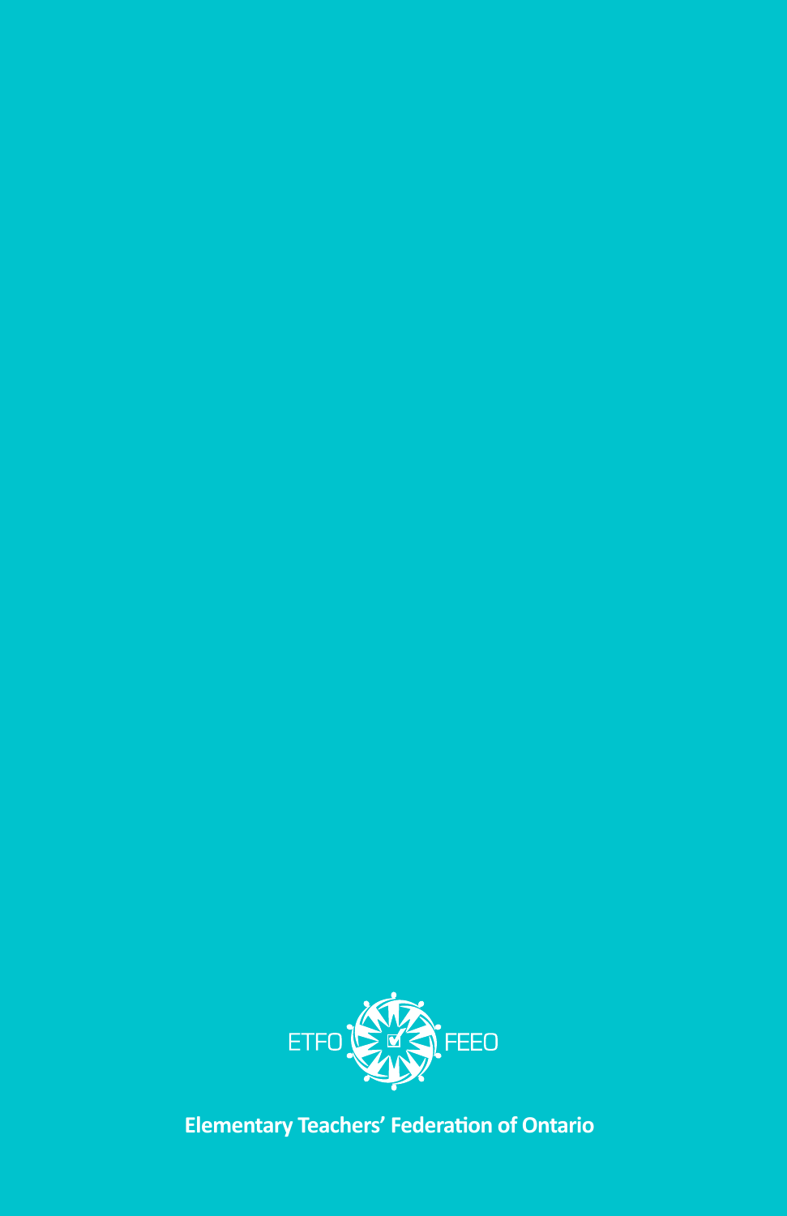ETFO FEEO

**Elementary Teachers' Federation of Ontario**